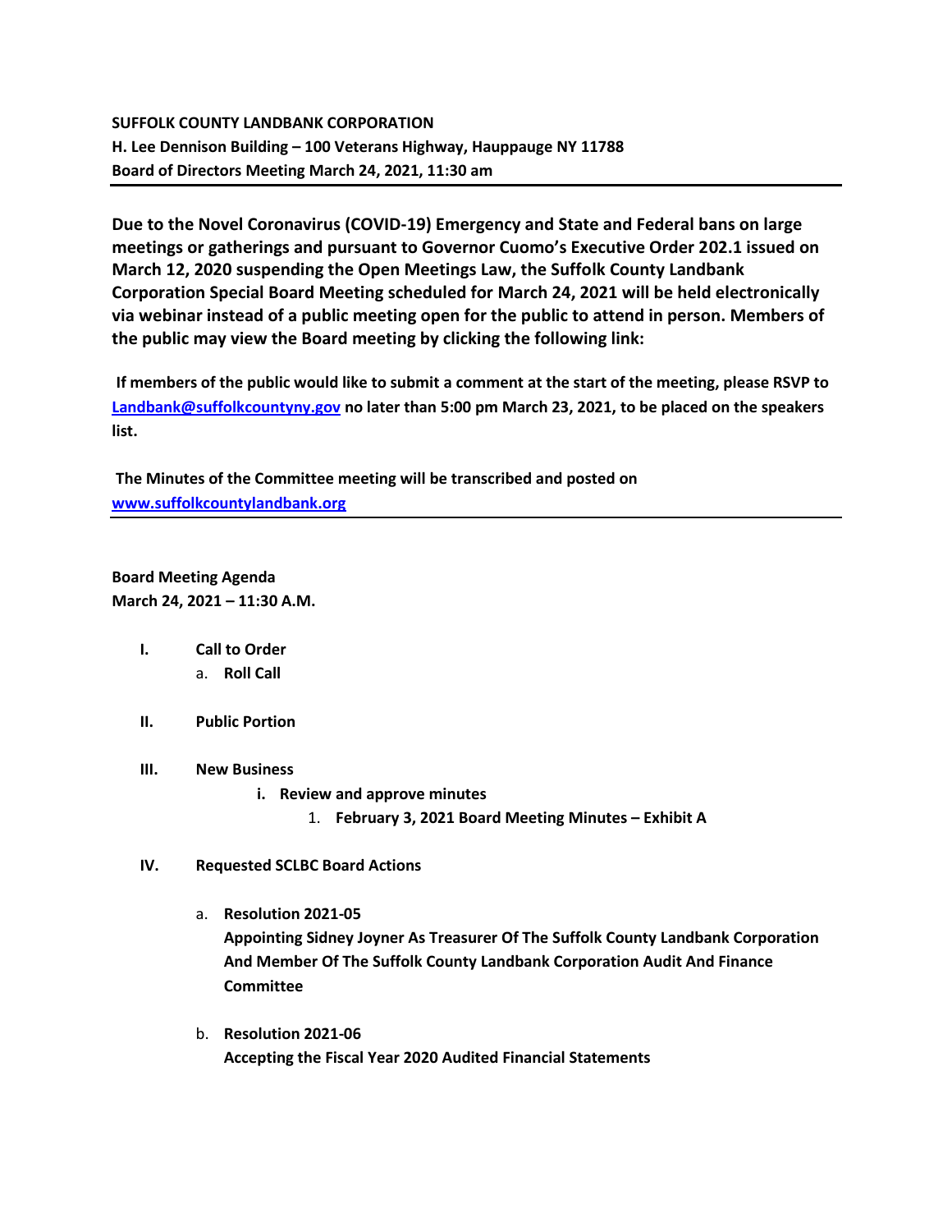**SUFFOLK COUNTY LANDBANK CORPORATION**
**H. Lee Dennison Building – 100 Veterans Highway, Hauppauge NY 11788**
**Board of Directors Meeting March 24, 2021, 11:30 am**

---

**Due to the Novel Coronavirus (COVID-19) Emergency and State and Federal bans on large meetings or gatherings and pursuant to Governor Cuomo's Executive Order 202.1 issued on March 12, 2020 suspending the Open Meetings Law, the Suffolk County Landbank Corporation Special Board Meeting scheduled for March 24, 2021 will be held electronically via webinar instead of a public meeting open for the public to attend in person. Members of the public may view the Board meeting by clicking the following link:**

**If members of the public would like to submit a comment at the start of the meeting, please RSVP to [Landbank@suffolkcountyny.gov](mailto:Landbank@suffolkcountyny.gov) no later than 5:00 pm March 23, 2021, to be placed on the speakers list.**

**The Minutes of the Committee meeting will be transcribed and posted on [www.suffolkcountylandbank.org](http://www.suffolkcountylandbank.org)**

---

**Board Meeting Agenda**
**March 24, 2021 – 11:30 A.M.**

- **I. Call to Order**
  - a. **Roll Call**

- **II. Public Portion**

- **III. New Business**
  - **i. Review and approve minutes**
    1. **February 3, 2021 Board Meeting Minutes – Exhibit A**

- **IV. Requested SCLBC Board Actions**
  - a. **Resolution 2021-05**
    **Appointing Sidney Joyner As Treasurer Of The Suffolk County Landbank Corporation And Member Of The Suffolk County Landbank Corporation Audit And Finance Committee**
  - b. **Resolution 2021-06**
    **Accepting the Fiscal Year 2020 Audited Financial Statements**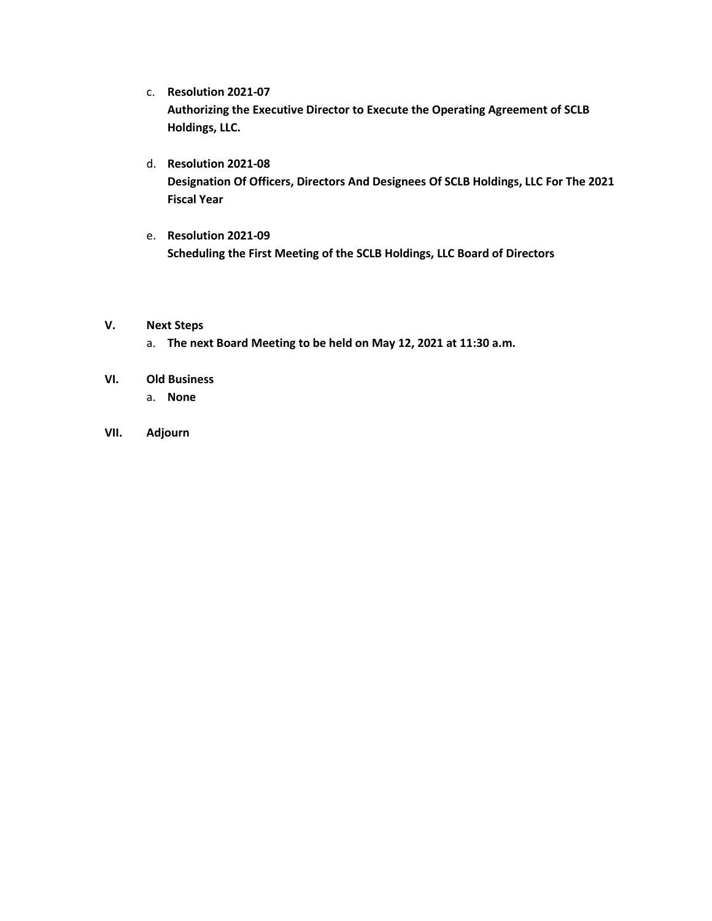c. **Resolution 2021-07**
   **Authorizing the Executive Director to Execute the Operating Agreement of SCLB Holdings, LLC.**

d. **Resolution 2021-08**
   **Designation Of Officers, Directors And Designees Of SCLB Holdings, LLC For The 2021 Fiscal Year**

e. **Resolution 2021-09**
   **Scheduling the First Meeting of the SCLB Holdings, LLC Board of Directors**

**V. Next Steps**

a. **The next Board Meeting to be held on May 12, 2021 at 11:30 a.m.**

**VI. Old Business**

a. **None**

**VII. Adjourn**